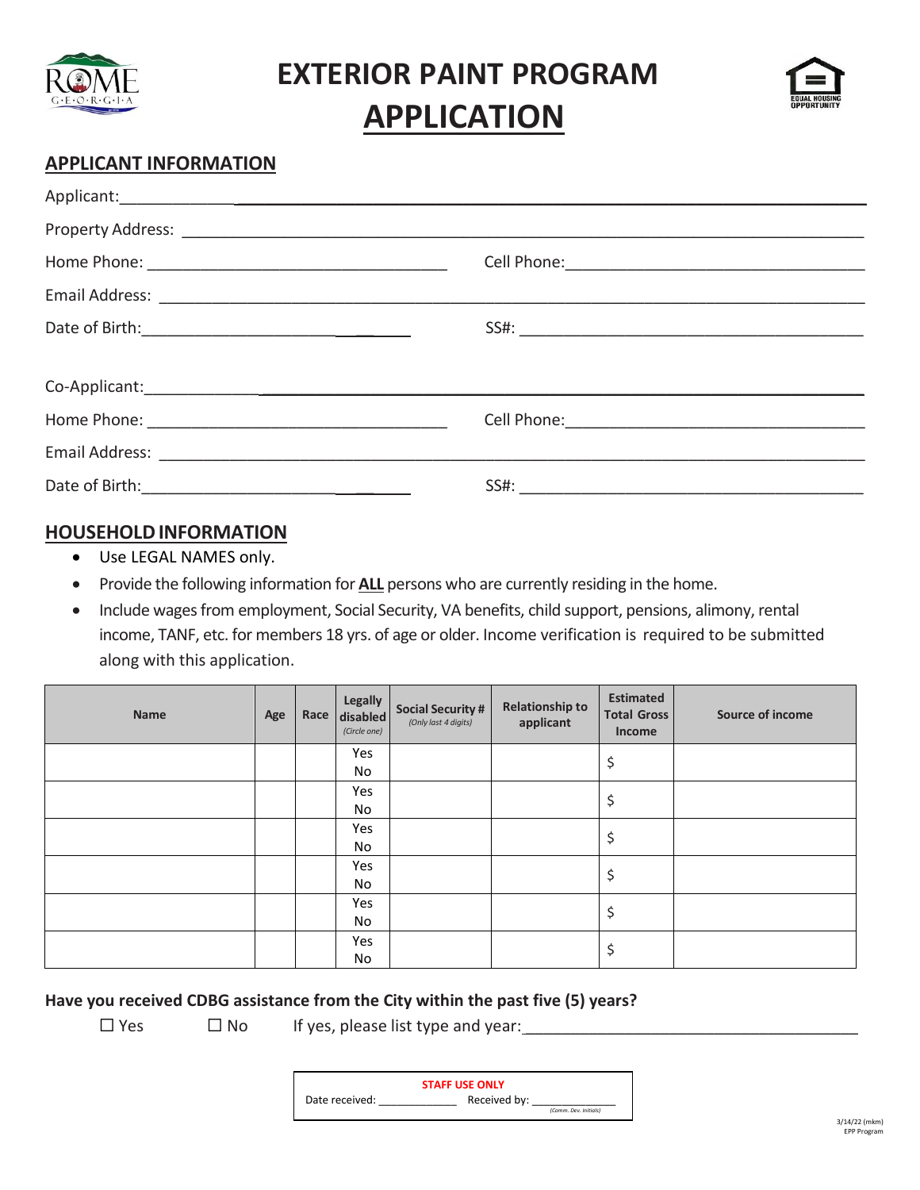# EXTERIOR PAINT PROGRAM

# APPLICATION

## APPLICANT INFORMATION

Applicant:_______________________________________________________________________________

Property Address: ______________________________________________________________________

Home Phone: ________________________________ Cell Phone:________________________________

Email Address: _________________________________________________________________________

Date of Birth:______________________________ SS#: _____________________________________

Co-Applicant:___________________________________________________________________________

Home Phone: ________________________________ Cell Phone:________________________________

Email Address: _________________________________________________________________________

Date of Birth:______________________________ SS#: _____________________________________

## HOUSEHOLD INFORMATION

- Use LEGAL NAMES only.
- Provide the following information for **ALL** persons who are currently residing in the home.
- Include wages from employment, Social Security, VA benefits, child support, pensions, alimony, rental income, TANF, etc. for members 18 yrs. of age or older. Income verification is required to be submitted along with this application.

| Name | Age | Race | Legally disabled *(Circle one)* | Social Security # *(Only last 4 digits)* | Relationship to applicant | Estimated Total Gross Income | Source of income |
|---|---|---|---|---|---|---|---|
| | | | Yes No | | | $ | |
| | | | Yes No | | | $ | |
| | | | Yes No | | | $ | |
| | | | Yes No | | | $ | |
| | | | Yes No | | | $ | |
| | | | Yes No | | | $ | |

**Have you received CDBG assistance from the City within the past five (5) years?**

☐ Yes ☐ No If yes, please list type and year:_______________________________________

**STAFF USE ONLY**

Date received: ____________ Received by: ______________
*(Comm. Dev. Initials)*

3/14/22 (mkm)
EPP Program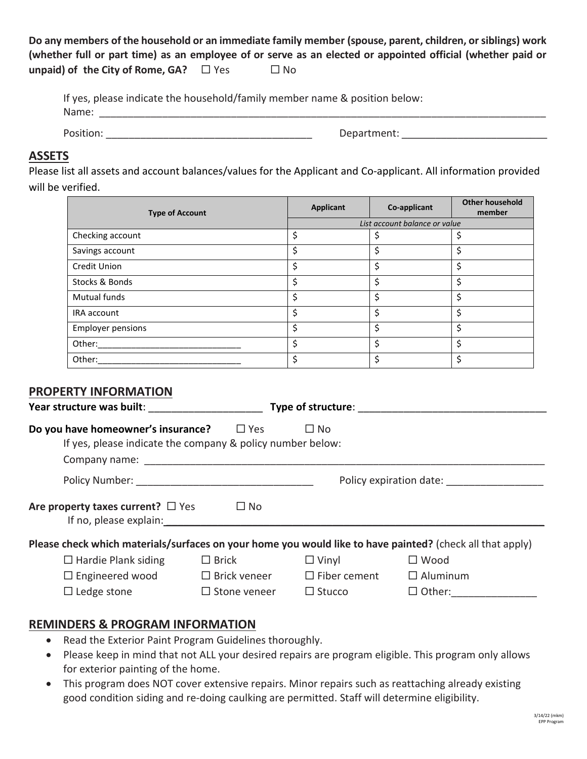**Do any members of the household or an immediate family member (spouse, parent, children, or siblings) work (whether full or part time) as an employee of or serve as an elected or appointed official (whether paid or unpaid) of the City of Rome, GA?** ☐ Yes ☐ No

If yes, please indicate the household/family member name & position below:

Name: ________________________________________________________________________________

Position: ____________________________________ Department: __________________________

## ASSETS

Please list all assets and account balances/values for the Applicant and Co-applicant. All information provided will be verified.

| Type of Account | Applicant | Co-applicant | Other household member |
|---|---|---|---|
| | *List account balance or value* | | |
| Checking account | $ | $ | $ |
| Savings account | $ | $ | $ |
| Credit Union | $ | $ | $ |
| Stocks & Bonds | $ | $ | $ |
| Mutual funds | $ | $ | $ |
| IRA account | $ | $ | $ |
| Employer pensions | $ | $ | $ |
| Other:______________________________ | $ | $ | $ |
| Other:______________________________ | $ | $ | $ |

## PROPERTY INFORMATION

**Year structure was built**: ____________________ **Type of structure**: _________________________________

**Do you have homeowner's insurance?** ☐ Yes ☐ No

If yes, please indicate the company & policy number below:

Company name: ________________________________________________________________________

Policy Number: _______________________________ Policy expiration date: _________________

**Are property taxes current?** ☐ Yes ☐ No

If no, please explain:_____________________________________________________________________

**Please check which materials/surfaces on your home you would like to have painted?** (check all that apply)

☐ Hardie Plank siding ☐ Brick ☐ Vinyl ☐ Wood

☐ Engineered wood ☐ Brick veneer ☐ Fiber cement ☐ Aluminum

☐ Ledge stone ☐ Stone veneer ☐ Stucco ☐ Other:_______________

## REMINDERS & PROGRAM INFORMATION

- Read the Exterior Paint Program Guidelines thoroughly.
- Please keep in mind that not ALL your desired repairs are program eligible. This program only allows for exterior painting of the home.
- This program does NOT cover extensive repairs. Minor repairs such as reattaching already existing good condition siding and re-doing caulking are permitted. Staff will determine eligibility.

3/14/22 (mkm)
EPP Program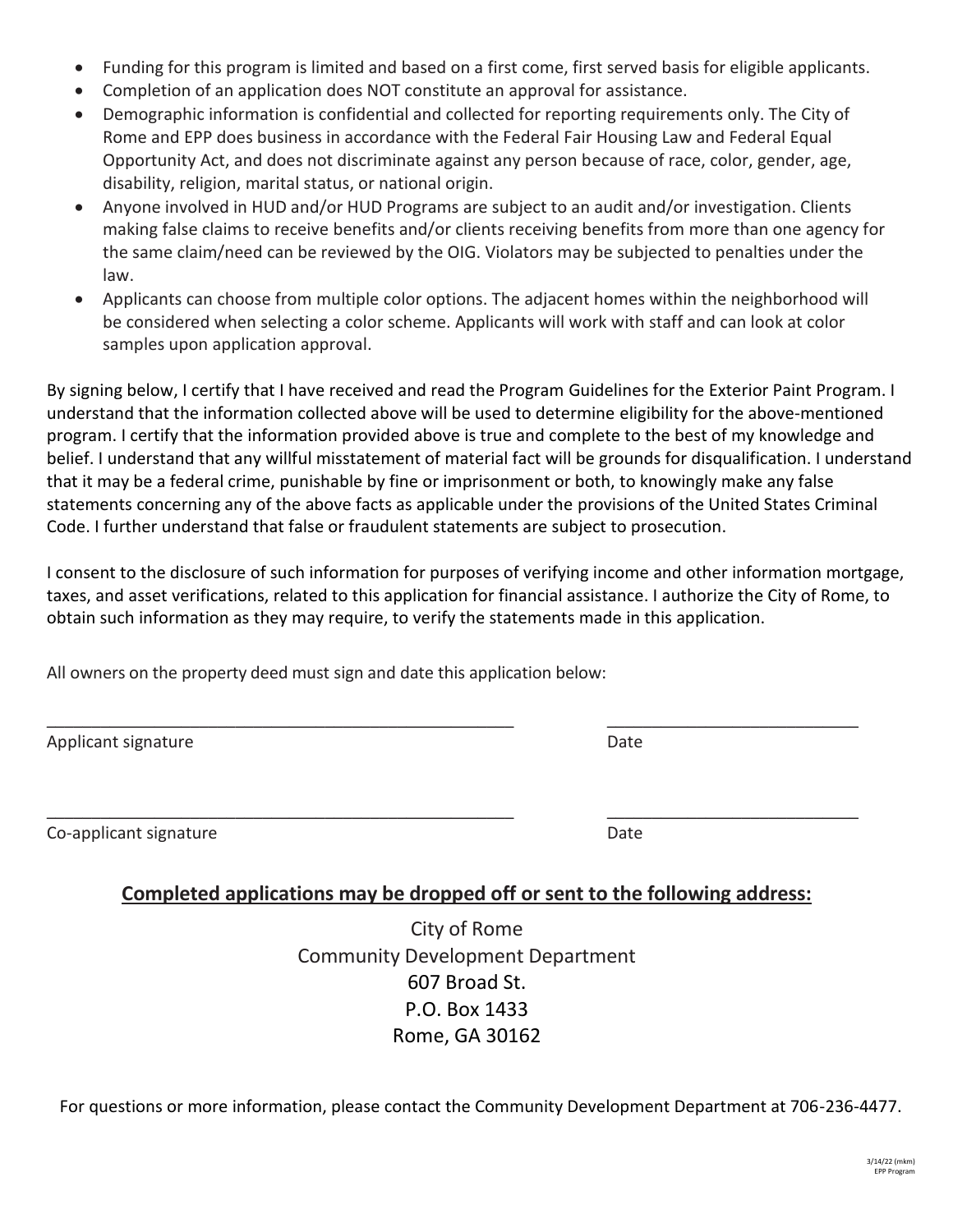- Funding for this program is limited and based on a first come, first served basis for eligible applicants.
- Completion of an application does NOT constitute an approval for assistance.
- Demographic information is confidential and collected for reporting requirements only. The City of Rome and EPP does business in accordance with the Federal Fair Housing Law and Federal Equal Opportunity Act, and does not discriminate against any person because of race, color, gender, age, disability, religion, marital status, or national origin.
- Anyone involved in HUD and/or HUD Programs are subject to an audit and/or investigation. Clients making false claims to receive benefits and/or clients receiving benefits from more than one agency for the same claim/need can be reviewed by the OIG. Violators may be subjected to penalties under the law.
- Applicants can choose from multiple color options. The adjacent homes within the neighborhood will be considered when selecting a color scheme. Applicants will work with staff and can look at color samples upon application approval.

By signing below, I certify that I have received and read the Program Guidelines for the Exterior Paint Program. I understand that the information collected above will be used to determine eligibility for the above-mentioned program. I certify that the information provided above is true and complete to the best of my knowledge and belief. I understand that any willful misstatement of material fact will be grounds for disqualification. I understand that it may be a federal crime, punishable by fine or imprisonment or both, to knowingly make any false statements concerning any of the above facts as applicable under the provisions of the United States Criminal Code. I further understand that false or fraudulent statements are subject to prosecution.

I consent to the disclosure of such information for purposes of verifying income and other information mortgage, taxes, and asset verifications, related to this application for financial assistance. I authorize the City of Rome, to obtain such information as they may require, to verify the statements made in this application.

All owners on the property deed must sign and date this application below:

_____________________________________________________ ____________________________

Applicant signature Date

_____________________________________________________ ____________________________

Co-applicant signature Date

## **Completed applications may be dropped off or sent to the following address:**

City of Rome
Community Development Department
607 Broad St.
P.O. Box 1433
Rome, GA 30162

For questions or more information, please contact the Community Development Department at 706-236-4477.

3/14/22 (mkm)
EPP Program